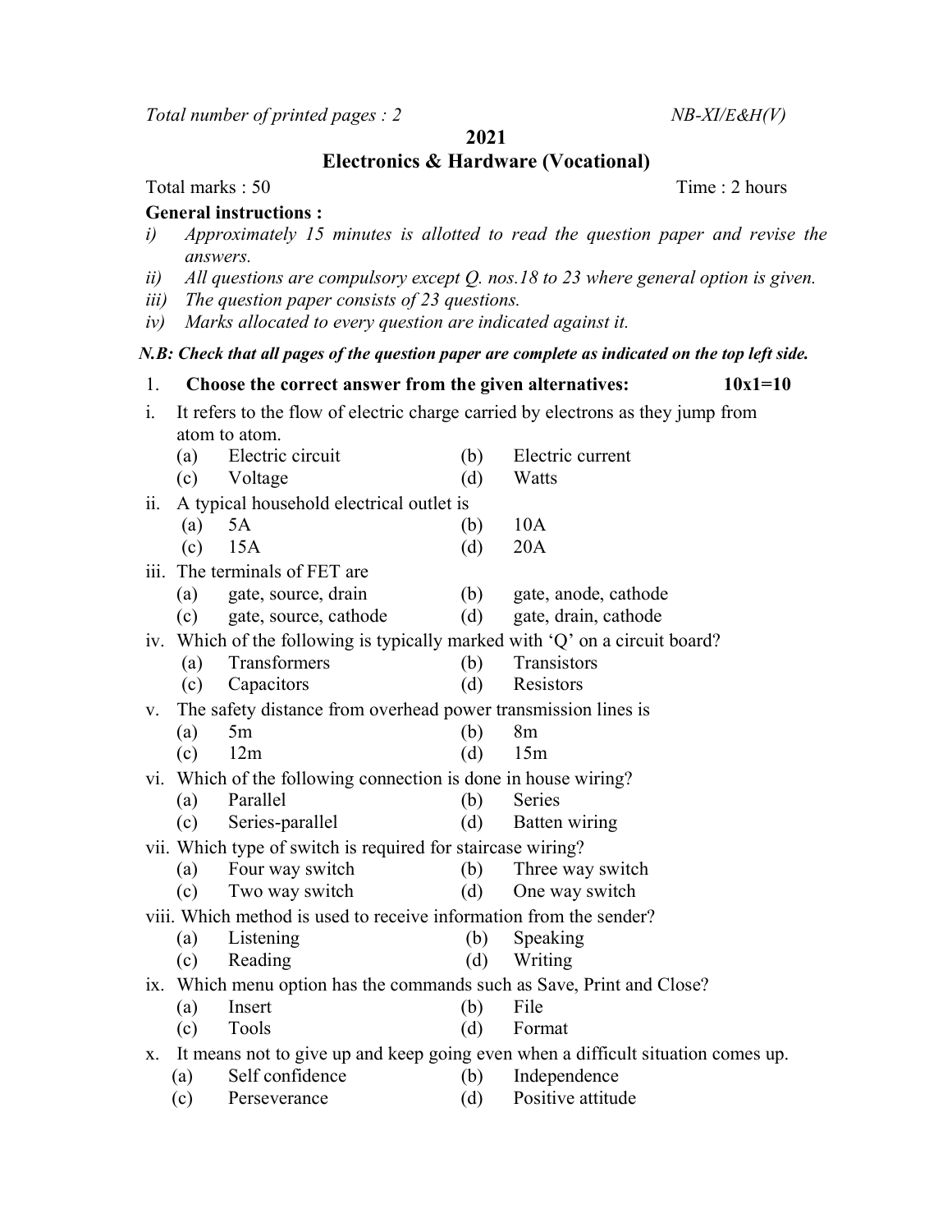*Total number of printed pages : 2* *NB-XI/E&H(V)*

**2021**

**Electronics & Hardware (Vocational)**

Total marks : 50 Time : 2 hours

**General instructions :**

*i) Approximately 15 minutes is allotted to read the question paper and revise the answers.*

*ii) All questions are compulsory except Q. nos.18 to 23 where general option is given.*

*iii) The question paper consists of 23 questions.*

*iv) Marks allocated to every question are indicated against it.*

***N.B: Check that all pages of the question paper are complete as indicated on the top left side.***

1. **Choose the correct answer from the given alternatives:** **10x1=10**

i. It refers to the flow of electric charge carried by electrons as they jump from atom to atom.

(a) Electric circuit (b) Electric current
(c) Voltage (d) Watts

ii. A typical household electrical outlet is

(a) 5A (b) 10A
(c) 15A (d) 20A

iii. The terminals of FET are

(a) gate, source, drain (b) gate, anode, cathode
(c) gate, source, cathode (d) gate, drain, cathode

iv. Which of the following is typically marked with 'Q' on a circuit board?

(a) Transformers (b) Transistors
(c) Capacitors (d) Resistors

v. The safety distance from overhead power transmission lines is

(a) 5m (b) 8m
(c) 12m (d) 15m

vi. Which of the following connection is done in house wiring?

(a) Parallel (b) Series
(c) Series-parallel (d) Batten wiring

vii. Which type of switch is required for staircase wiring?

(a) Four way switch (b) Three way switch
(c) Two way switch (d) One way switch

viii. Which method is used to receive information from the sender?

(a) Listening (b) Speaking
(c) Reading (d) Writing

ix. Which menu option has the commands such as Save, Print and Close?

(a) Insert (b) File
(c) Tools (d) Format

x. It means not to give up and keep going even when a difficult situation comes up.

(a) Self confidence (b) Independence
(c) Perseverance (d) Positive attitude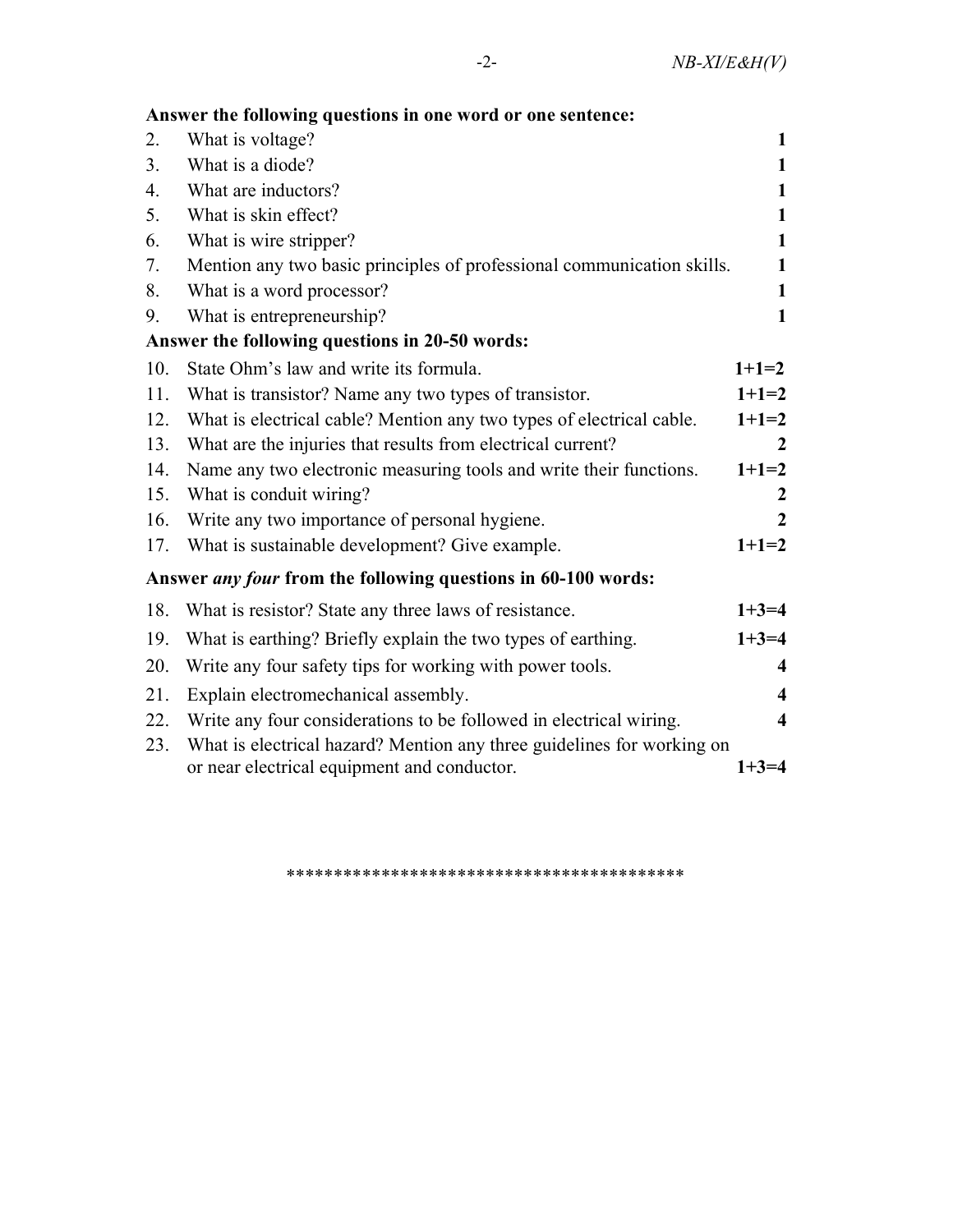**Answer the following questions in one word or one sentence:**

2. What is voltage? **1**
3. What is a diode? **1**
4. What are inductors? **1**
5. What is skin effect? **1**
6. What is wire stripper? **1**
7. Mention any two basic principles of professional communication skills. **1**
8. What is a word processor? **1**
9. What is entrepreneurship? **1**

**Answer the following questions in 20-50 words:**

10. State Ohm's law and write its formula. **1+1=2**
11. What is transistor? Name any two types of transistor. **1+1=2**
12. What is electrical cable? Mention any two types of electrical cable. **1+1=2**
13. What are the injuries that results from electrical current? **2**
14. Name any two electronic measuring tools and write their functions. **1+1=2**
15. What is conduit wiring? **2**
16. Write any two importance of personal hygiene. **2**
17. What is sustainable development? Give example. **1+1=2**

**Answer *any four* from the following questions in 60-100 words:**

18. What is resistor? State any three laws of resistance. **1+3=4**
19. What is earthing? Briefly explain the two types of earthing. **1+3=4**
20. Write any four safety tips for working with power tools. **4**
21. Explain electromechanical assembly. **4**
22. Write any four considerations to be followed in electrical wiring. **4**
23. What is electrical hazard? Mention any three guidelines for working on or near electrical equipment and conductor. **1+3=4**

\*\*\*\*\*\*\*\*\*\*\*\*\*\*\*\*\*\*\*\*\*\*\*\*\*\*\*\*\*\*\*\*\*\*\*\*\*\*\*\*\*\*